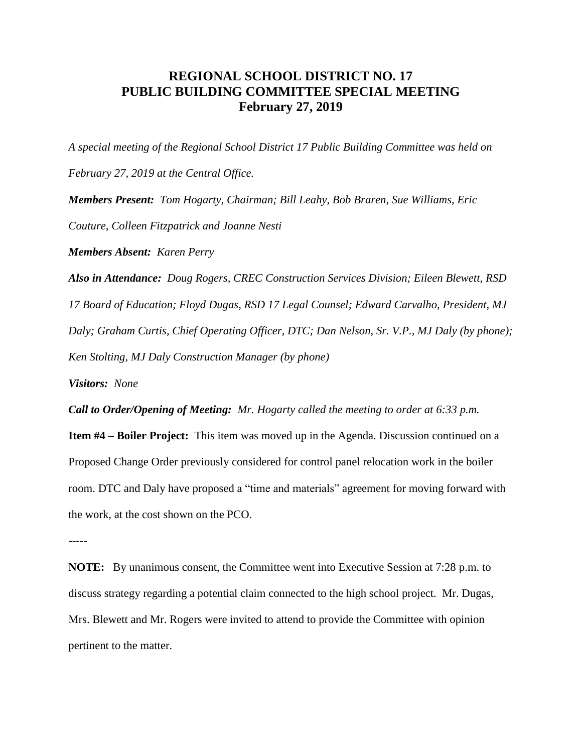# REGIONAL SCHOOL DISTRICT NO. 17
# PUBLIC BUILDING COMMITTEE SPECIAL MEETING
# February 27, 2019

*A special meeting of the Regional School District 17 Public Building Committee was held on February 27, 2019 at the Central Office.*

***Members Present:*** *Tom Hogarty, Chairman; Bill Leahy, Bob Braren, Sue Williams, Eric Couture, Colleen Fitzpatrick and Joanne Nesti*

***Members Absent:*** *Karen Perry*

***Also in Attendance:*** *Doug Rogers, CREC Construction Services Division; Eileen Blewett, RSD 17 Board of Education; Floyd Dugas, RSD 17 Legal Counsel; Edward Carvalho, President, MJ Daly; Graham Curtis, Chief Operating Officer, DTC; Dan Nelson, Sr. V.P., MJ Daly (by phone); Ken Stolting, MJ Daly Construction Manager (by phone)*

***Visitors:*** *None*

***Call to Order/Opening of Meeting:*** *Mr. Hogarty called the meeting to order at 6:33 p.m.*

**Item #4 – Boiler Project:** This item was moved up in the Agenda. Discussion continued on a Proposed Change Order previously considered for control panel relocation work in the boiler room. DTC and Daly have proposed a "time and materials" agreement for moving forward with the work, at the cost shown on the PCO.

-----

**NOTE:** By unanimous consent, the Committee went into Executive Session at 7:28 p.m. to discuss strategy regarding a potential claim connected to the high school project. Mr. Dugas, Mrs. Blewett and Mr. Rogers were invited to attend to provide the Committee with opinion pertinent to the matter.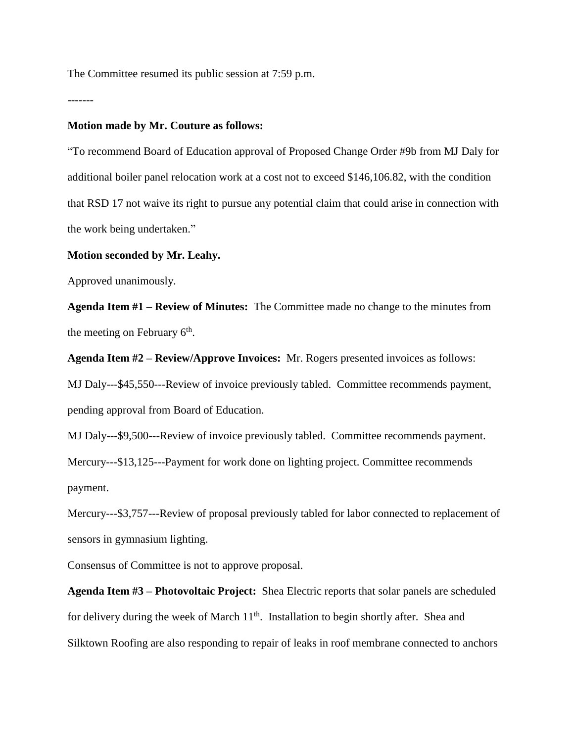The Committee resumed its public session at 7:59 p.m.

-------

**Motion made by Mr. Couture as follows:**

"To recommend Board of Education approval of Proposed Change Order #9b from MJ Daly for additional boiler panel relocation work at a cost not to exceed $146,106.82, with the condition that RSD 17 not waive its right to pursue any potential claim that could arise in connection with the work being undertaken."

**Motion seconded by Mr. Leahy.**

Approved unanimously.

**Agenda Item #1 – Review of Minutes:** The Committee made no change to the minutes from the meeting on February 6th.

**Agenda Item #2 – Review/Approve Invoices:** Mr. Rogers presented invoices as follows:

MJ Daly---$45,550---Review of invoice previously tabled. Committee recommends payment, pending approval from Board of Education.

MJ Daly---$9,500---Review of invoice previously tabled. Committee recommends payment.

Mercury---$13,125---Payment for work done on lighting project. Committee recommends payment.

Mercury---$3,757---Review of proposal previously tabled for labor connected to replacement of sensors in gymnasium lighting.

Consensus of Committee is not to approve proposal.

**Agenda Item #3 – Photovoltaic Project:** Shea Electric reports that solar panels are scheduled for delivery during the week of March 11th. Installation to begin shortly after. Shea and Silktown Roofing are also responding to repair of leaks in roof membrane connected to anchors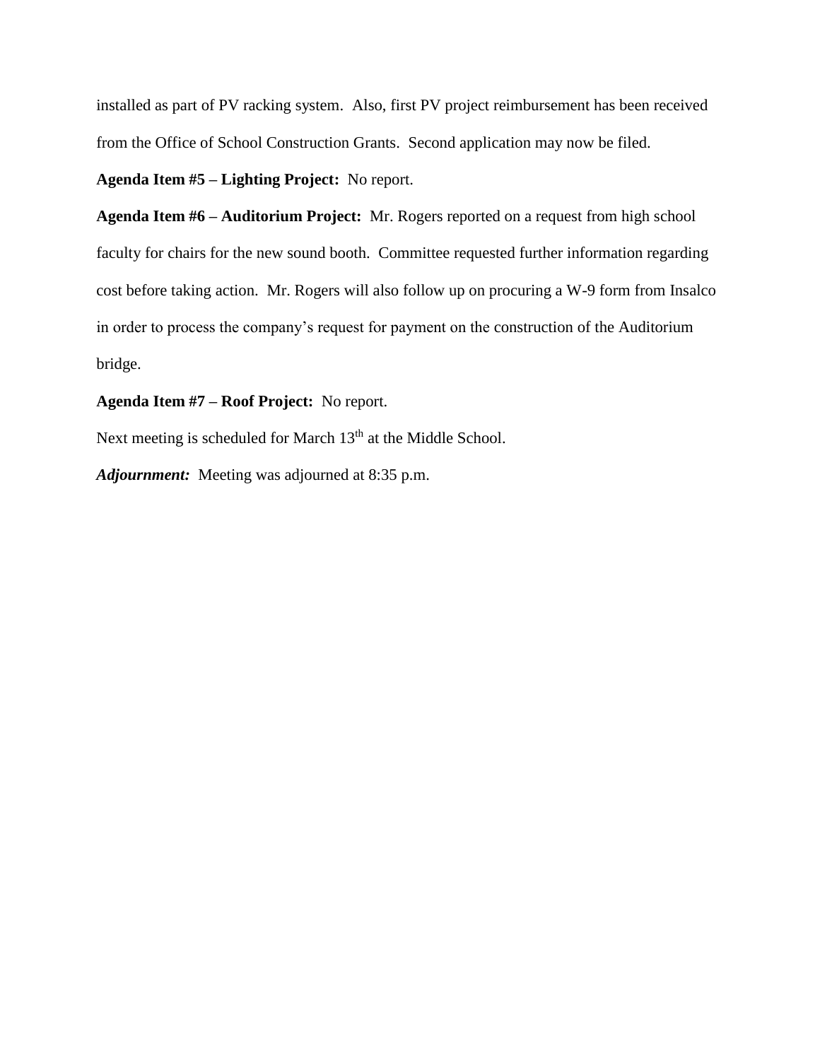installed as part of PV racking system. Also, first PV project reimbursement has been received from the Office of School Construction Grants. Second application may now be filed.

**Agenda Item #5 – Lighting Project:** No report.

**Agenda Item #6 – Auditorium Project:** Mr. Rogers reported on a request from high school faculty for chairs for the new sound booth. Committee requested further information regarding cost before taking action. Mr. Rogers will also follow up on procuring a W-9 form from Insalco in order to process the company's request for payment on the construction of the Auditorium bridge.

**Agenda Item #7 – Roof Project:** No report.

Next meeting is scheduled for March 13th at the Middle School.

***Adjournment:*** Meeting was adjourned at 8:35 p.m.